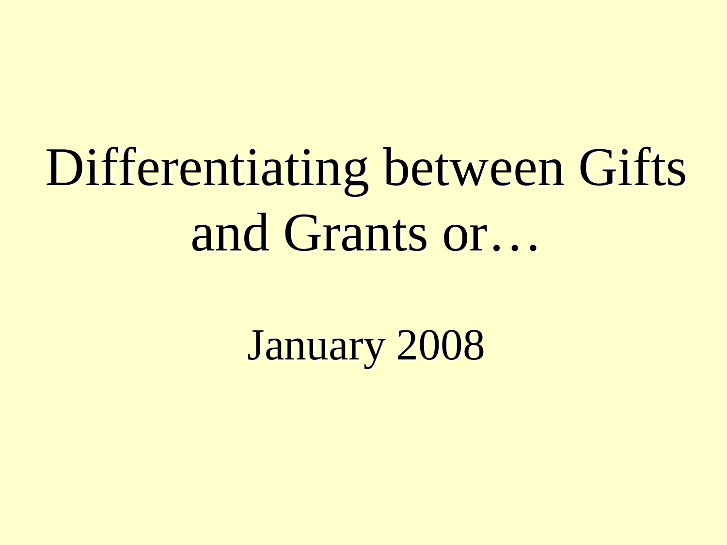# Differentiating between Gifts and Grants or…

January 2008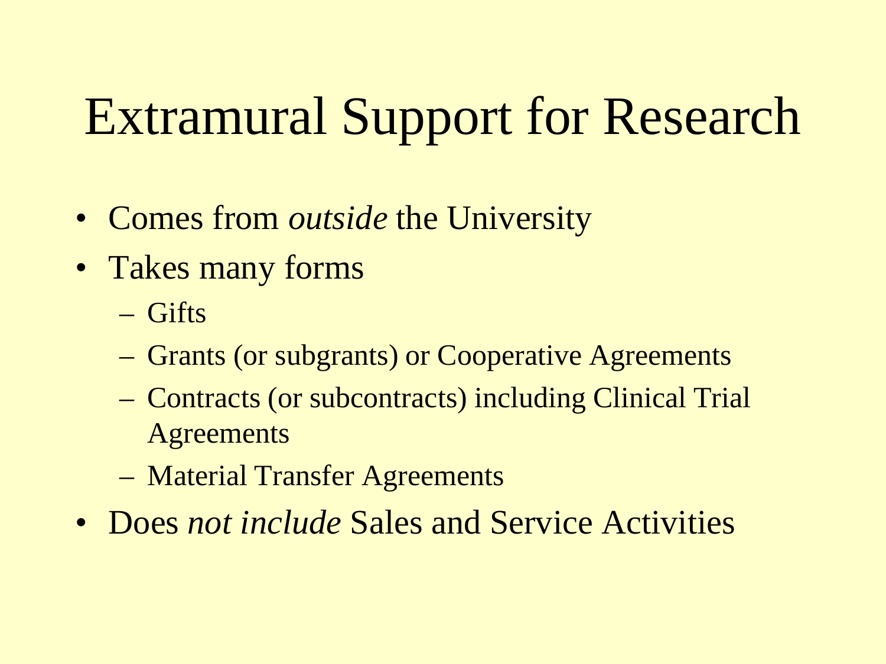# Extramural Support for Research

- Comes from *outside* the University
- Takes many forms
  - Gifts
  - Grants (or subgrants) or Cooperative Agreements
  - Contracts (or subcontracts) including Clinical Trial Agreements
  - Material Transfer Agreements
- Does *not include* Sales and Service Activities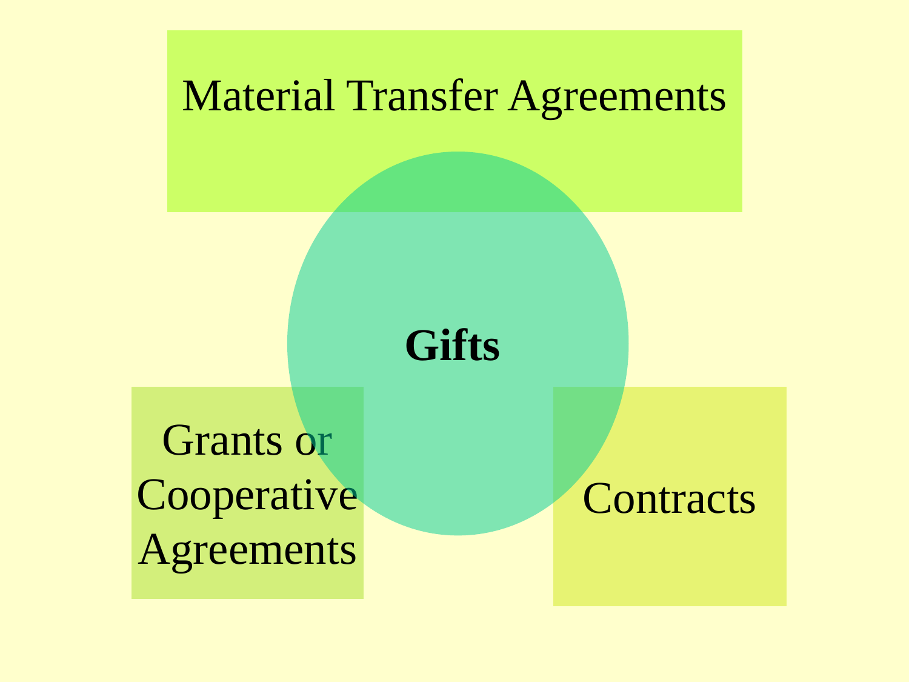Material Transfer Agreements

**Gifts**

Grants or Cooperative Agreements

Contracts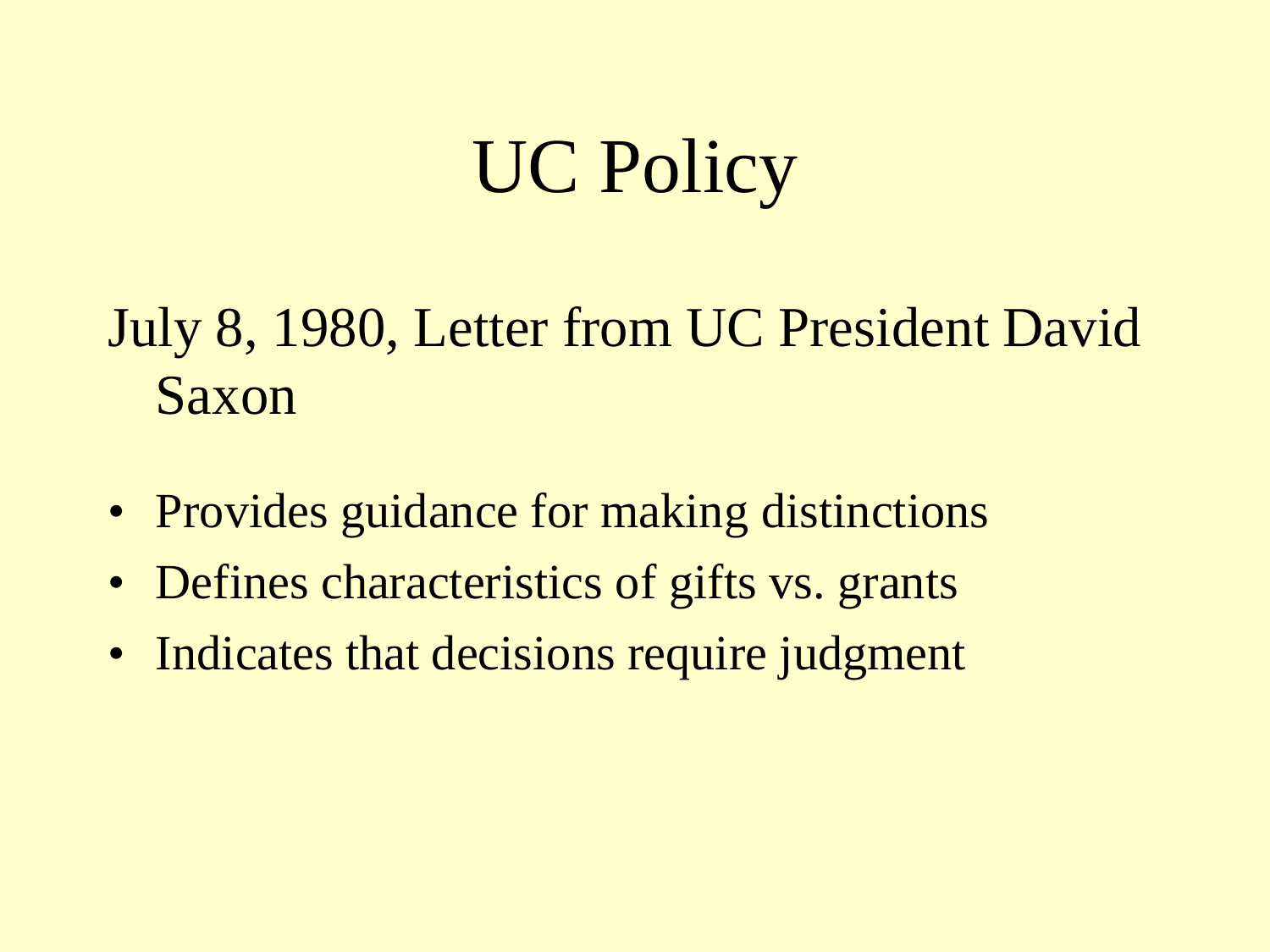# UC Policy

July 8, 1980, Letter from UC President David Saxon

- Provides guidance for making distinctions
- Defines characteristics of gifts vs. grants
- Indicates that decisions require judgment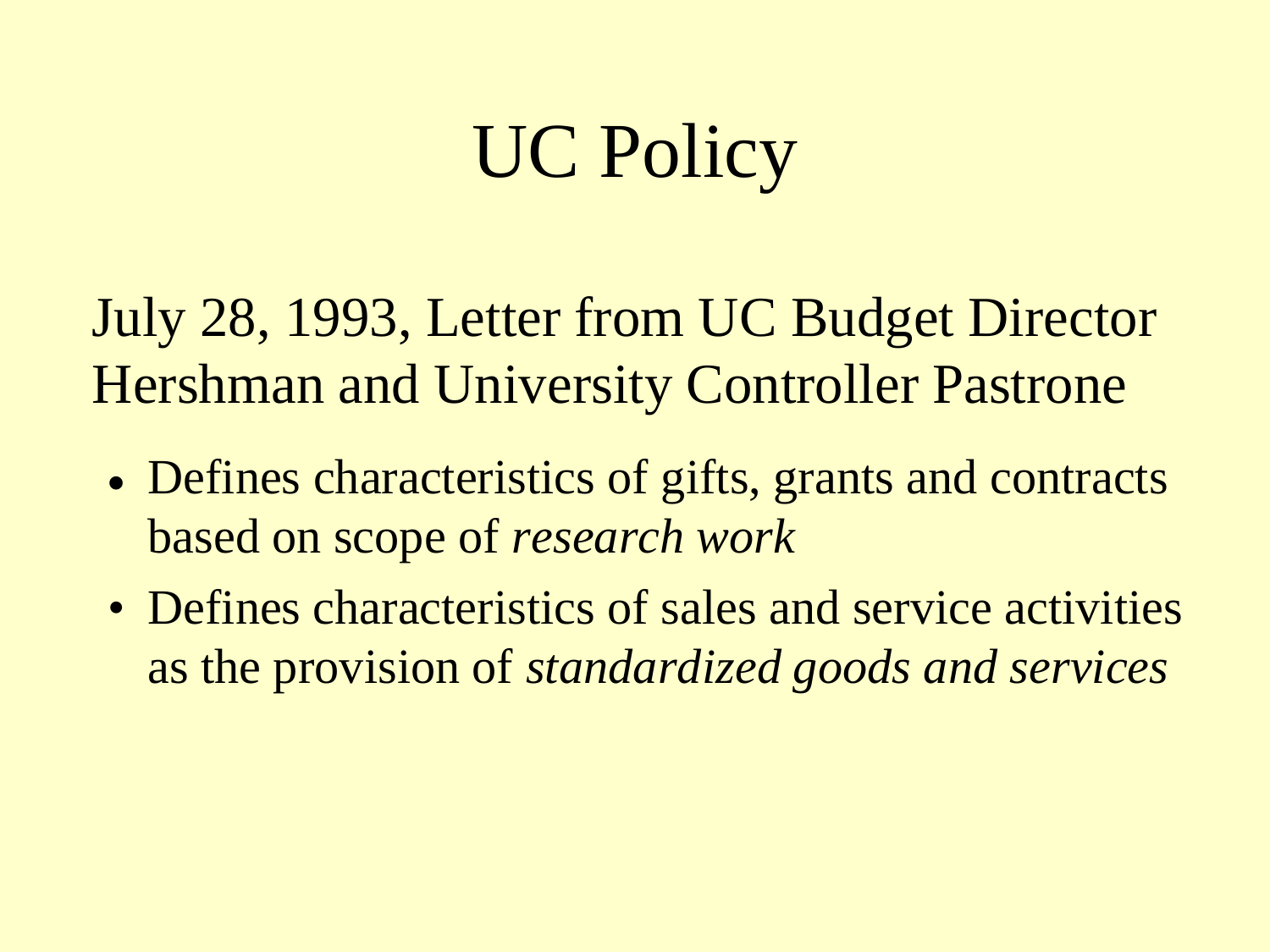# UC Policy

July 28, 1993, Letter from UC Budget Director Hershman and University Controller Pastrone

- Defines characteristics of gifts, grants and contracts based on scope of *research work*
- Defines characteristics of sales and service activities as the provision of *standardized goods and services*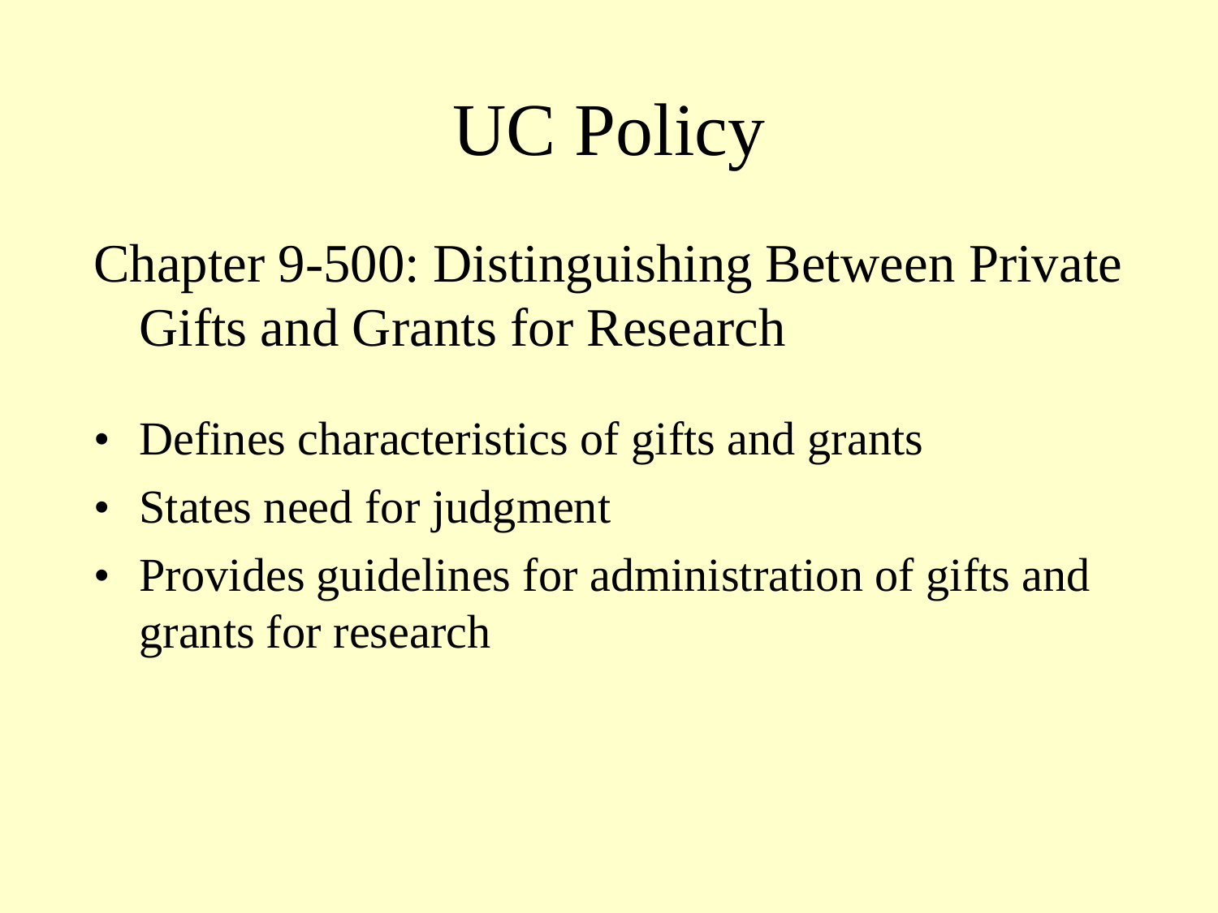# UC Policy

Chapter 9-500: Distinguishing Between Private Gifts and Grants for Research

- Defines characteristics of gifts and grants
- States need for judgment
- Provides guidelines for administration of gifts and grants for research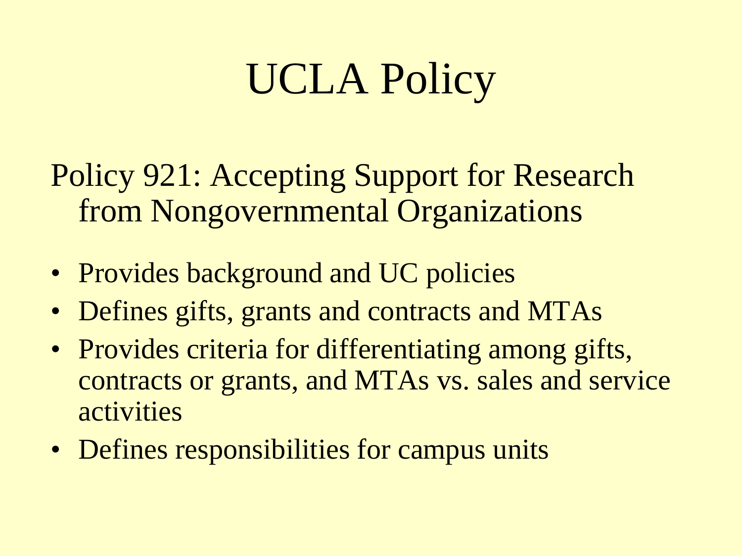# UCLA Policy

Policy 921: Accepting Support for Research from Nongovernmental Organizations

- Provides background and UC policies
- Defines gifts, grants and contracts and MTAs
- Provides criteria for differentiating among gifts, contracts or grants, and MTAs vs. sales and service activities
- Defines responsibilities for campus units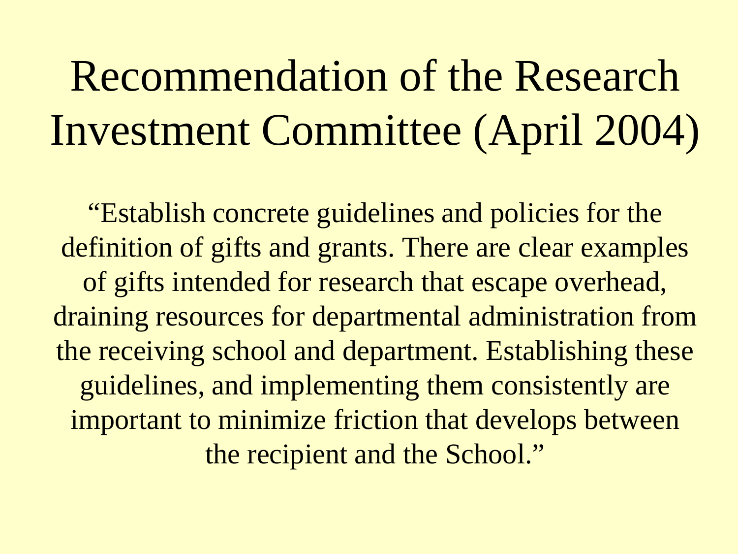# Recommendation of the Research Investment Committee (April 2004)

"Establish concrete guidelines and policies for the definition of gifts and grants. There are clear examples of gifts intended for research that escape overhead, draining resources for departmental administration from the receiving school and department. Establishing these guidelines, and implementing them consistently are important to minimize friction that develops between the recipient and the School."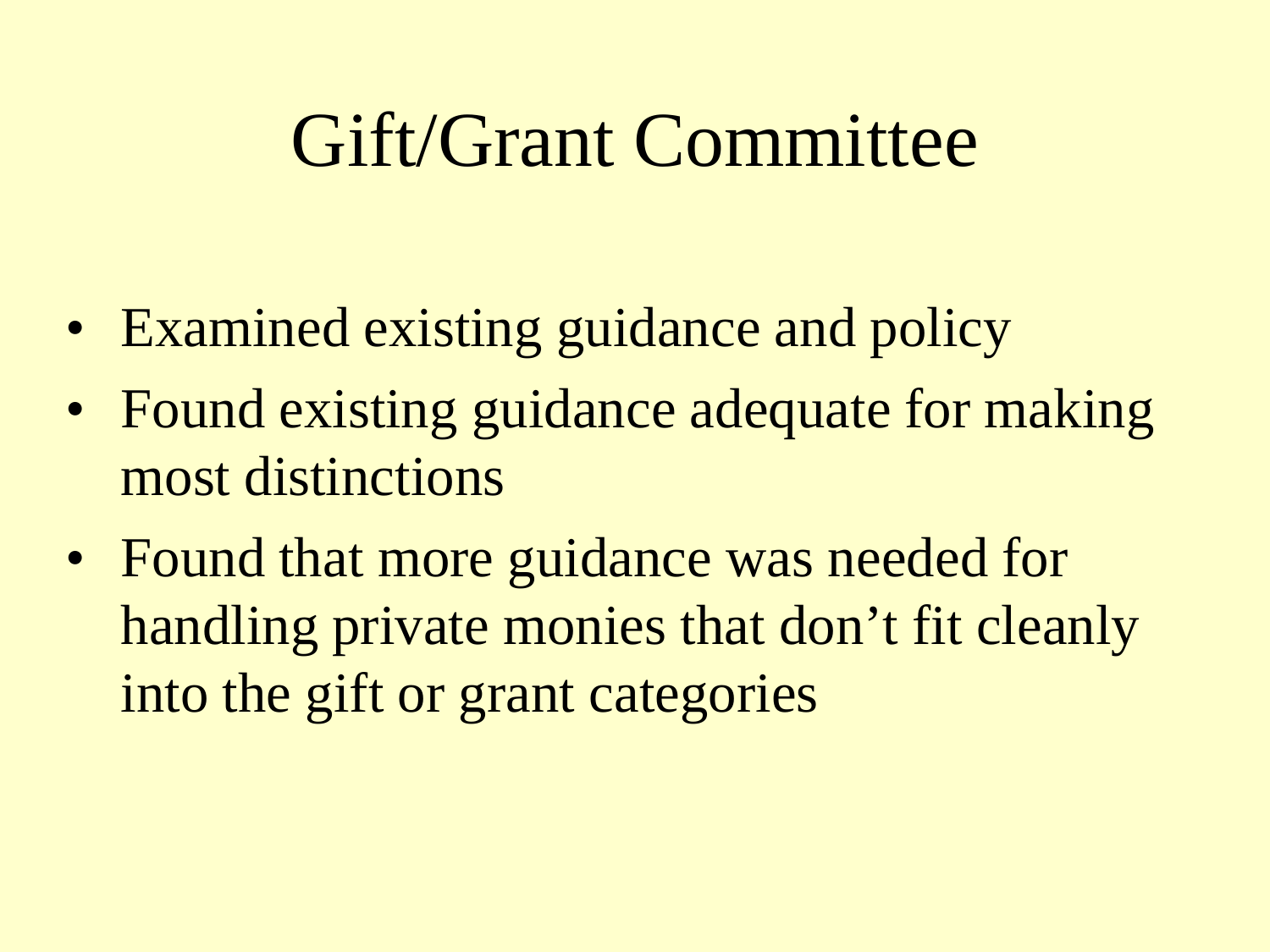# Gift/Grant Committee

- Examined existing guidance and policy
- Found existing guidance adequate for making most distinctions
- Found that more guidance was needed for handling private monies that don't fit cleanly into the gift or grant categories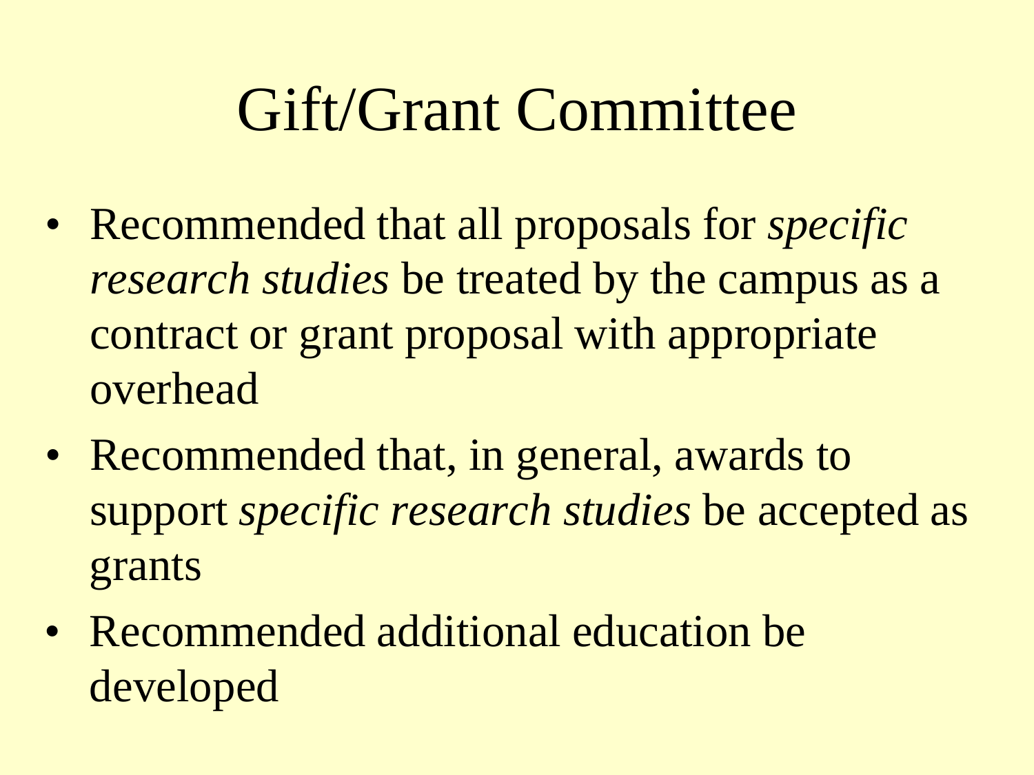# Gift/Grant Committee

- Recommended that all proposals for *specific research studies* be treated by the campus as a contract or grant proposal with appropriate overhead
- Recommended that, in general, awards to support *specific research studies* be accepted as grants
- Recommended additional education be developed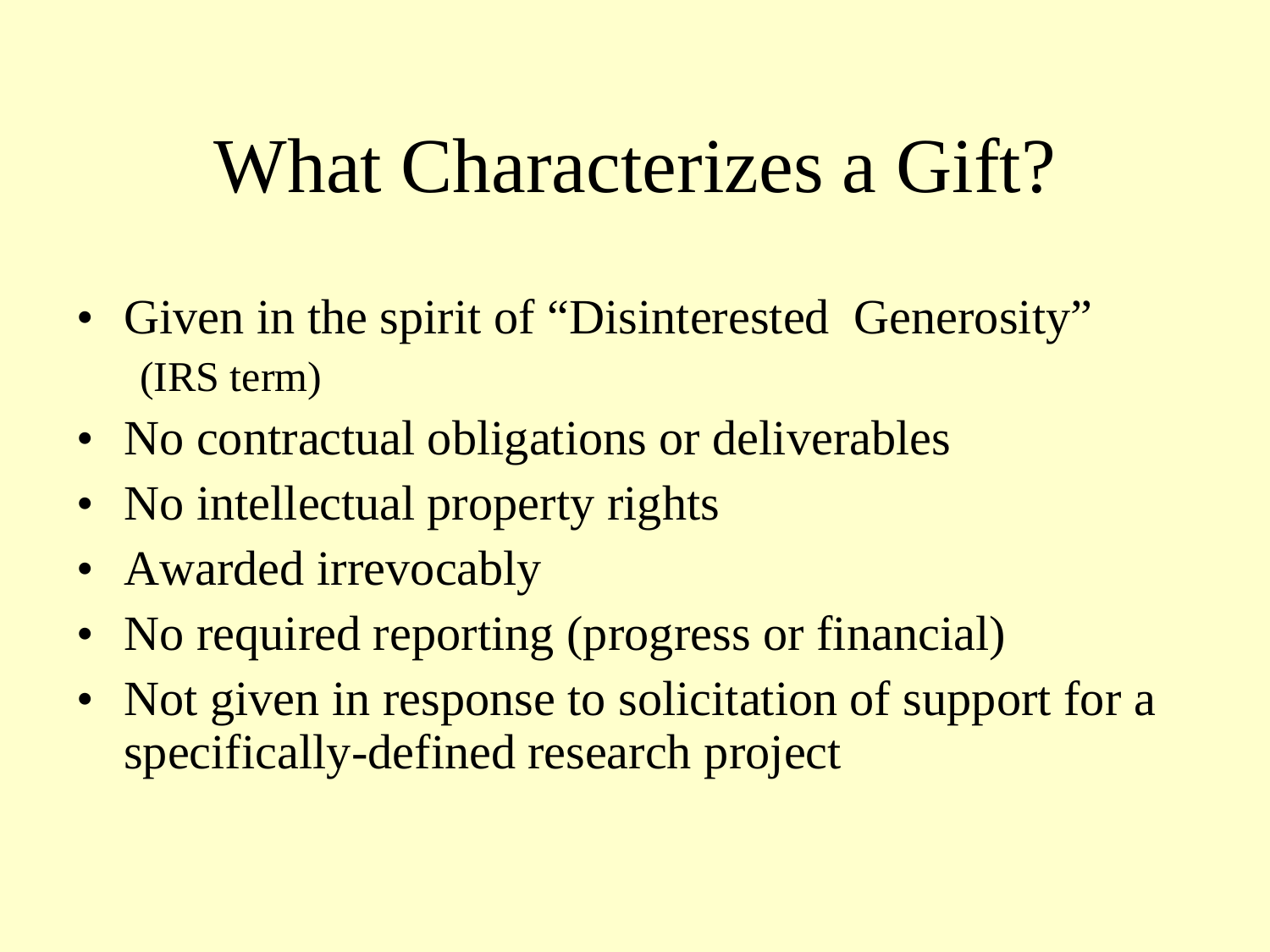# What Characterizes a Gift?

- Given in the spirit of "Disinterested Generosity" (IRS term)
- No contractual obligations or deliverables
- No intellectual property rights
- Awarded irrevocably
- No required reporting (progress or financial)
- Not given in response to solicitation of support for a specifically-defined research project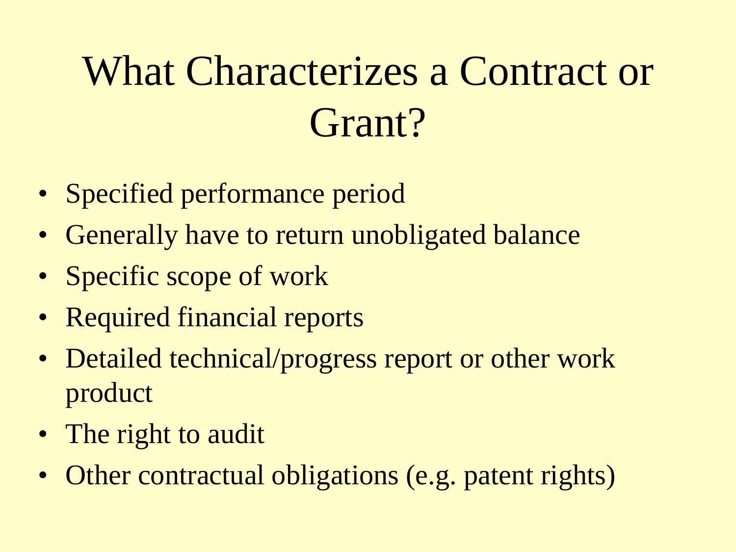# What Characterizes a Contract or Grant?

- Specified performance period
- Generally have to return unobligated balance
- Specific scope of work
- Required financial reports
- Detailed technical/progress report or other work product
- The right to audit
- Other contractual obligations (e.g. patent rights)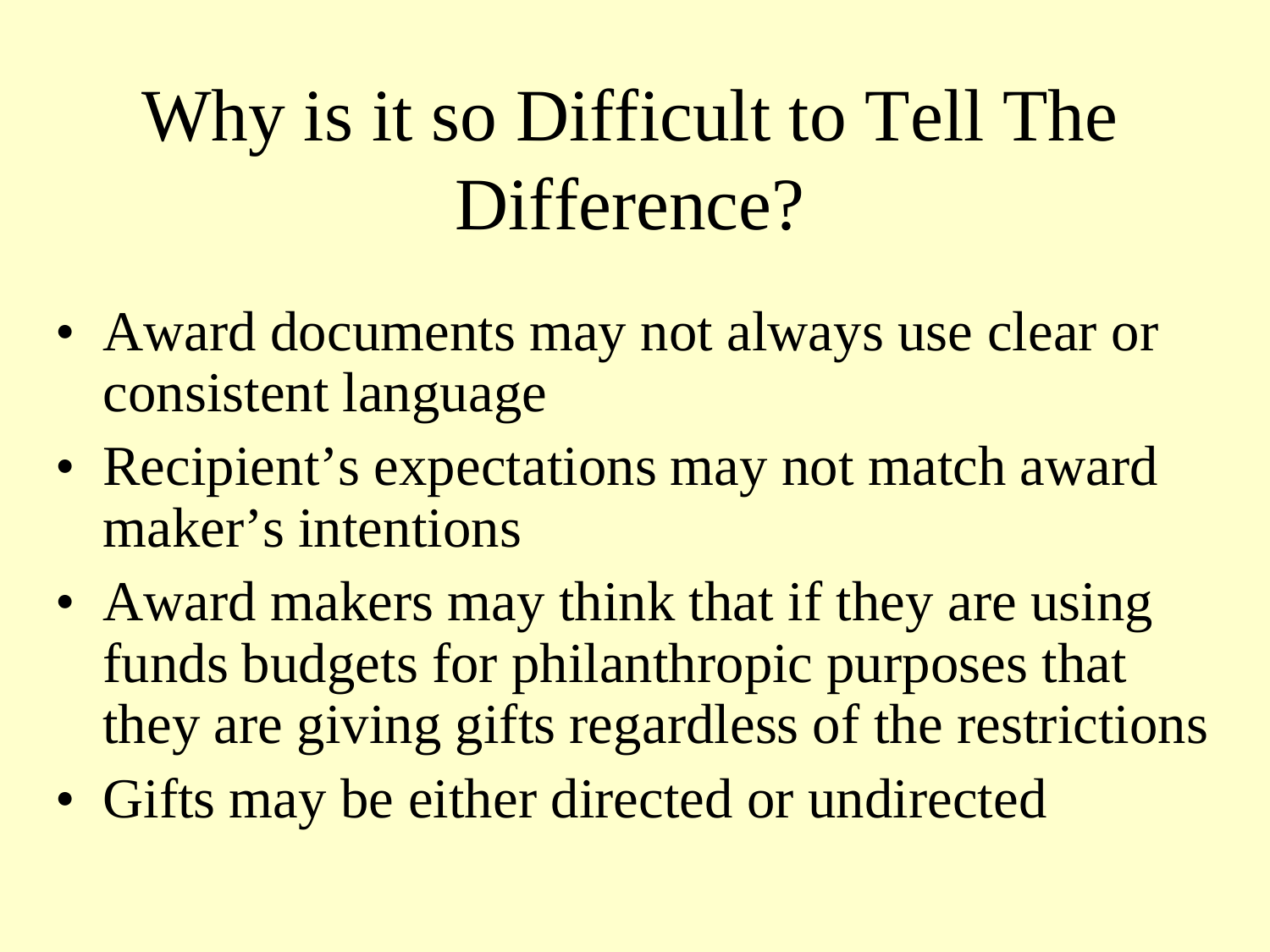# Why is it so Difficult to Tell The Difference?

- Award documents may not always use clear or consistent language
- Recipient's expectations may not match award maker's intentions
- Award makers may think that if they are using funds budgets for philanthropic purposes that they are giving gifts regardless of the restrictions
- Gifts may be either directed or undirected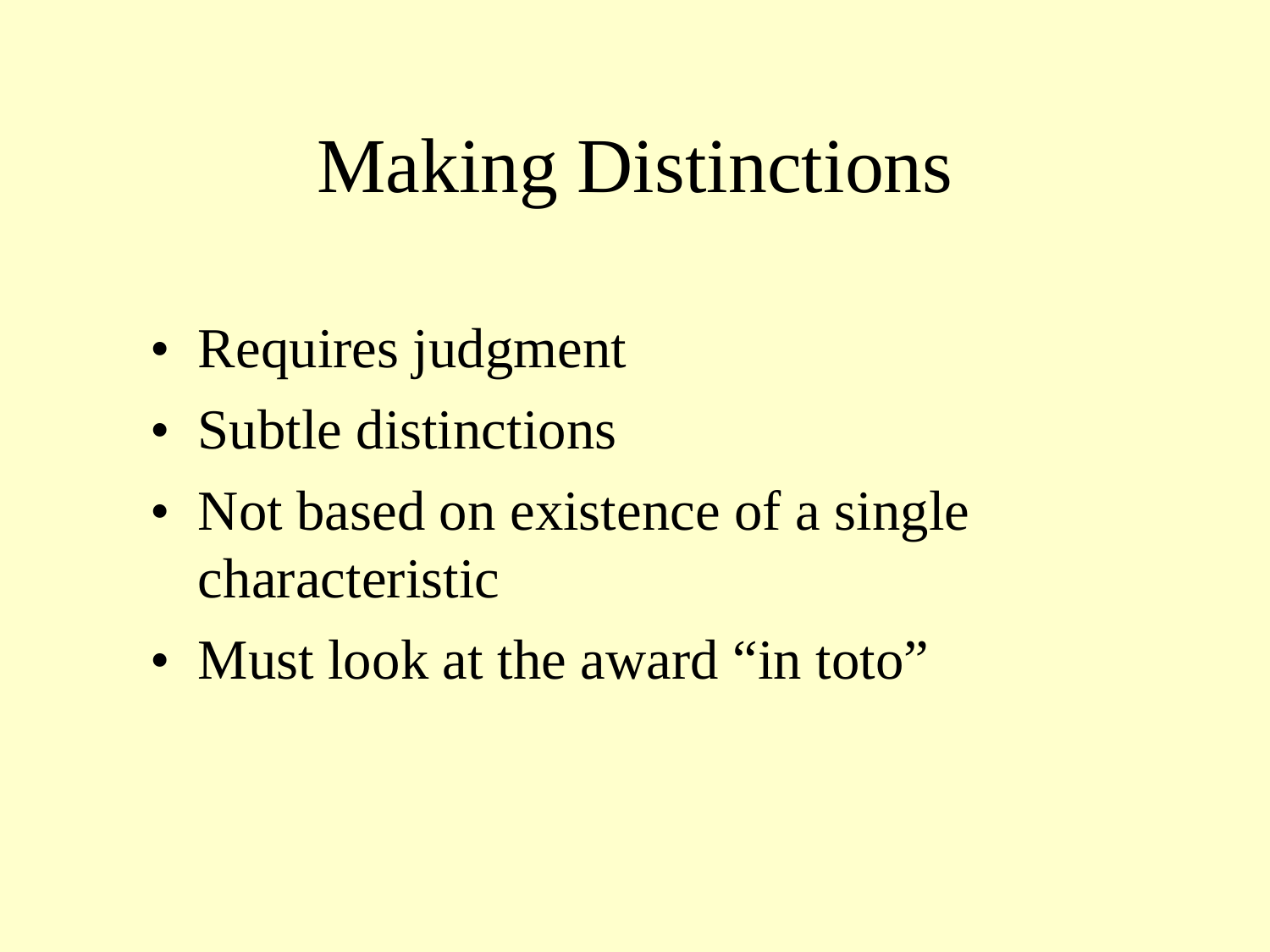# Making Distinctions

- Requires judgment
- Subtle distinctions
- Not based on existence of a single characteristic
- Must look at the award "in toto"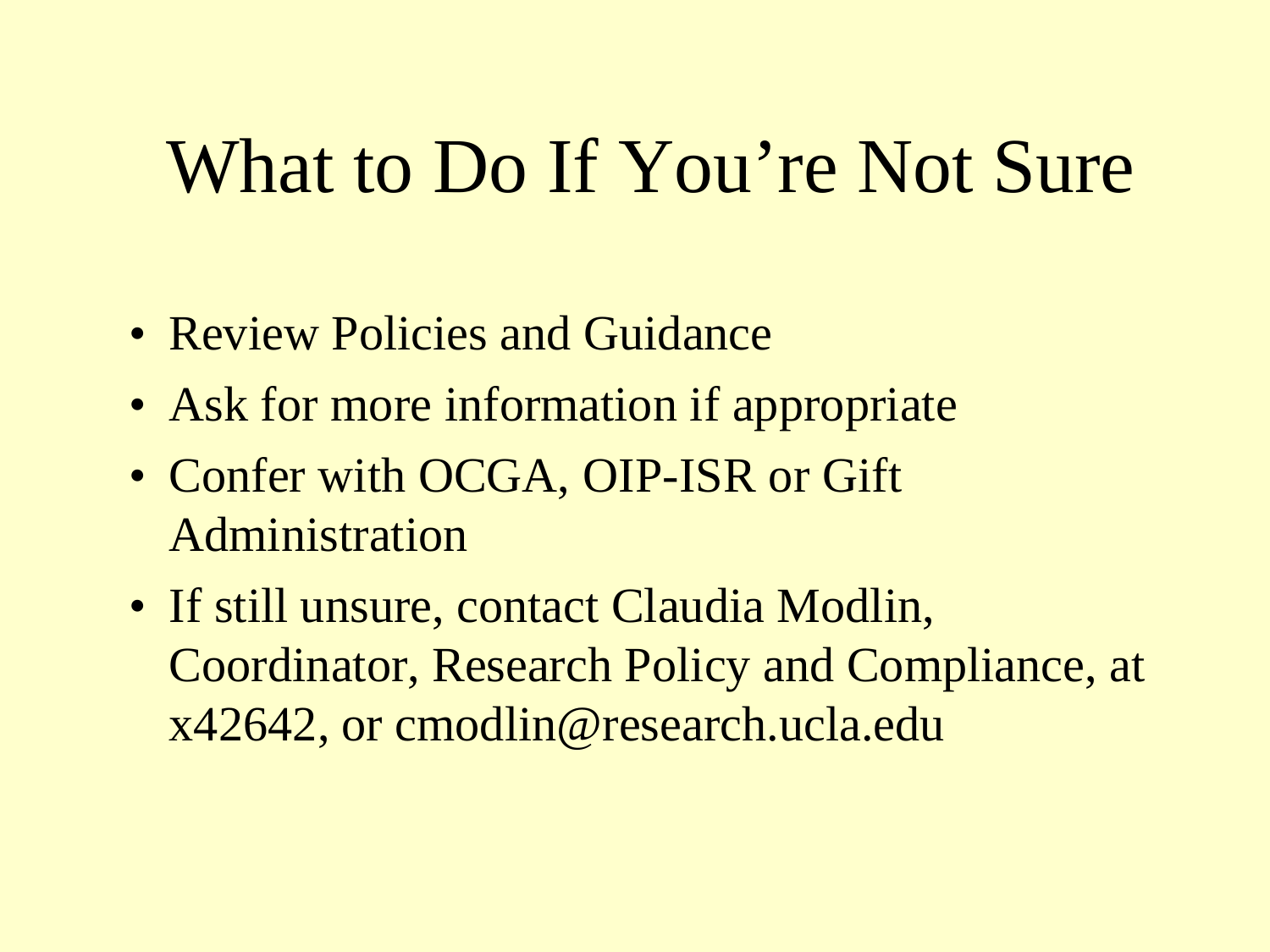# What to Do If You're Not Sure

- Review Policies and Guidance
- Ask for more information if appropriate
- Confer with OCGA, OIP-ISR or Gift Administration
- If still unsure, contact Claudia Modlin, Coordinator, Research Policy and Compliance, at x42642, or cmodlin@research.ucla.edu